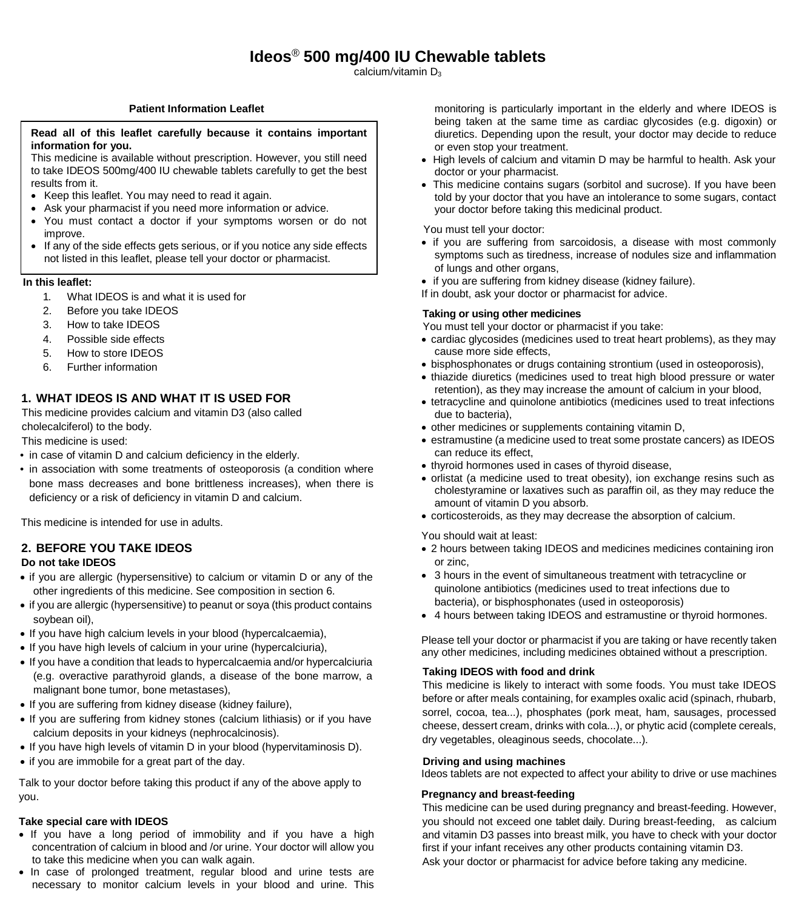# Ideos® 500 mg/400 IU Chewable tablets

calcium/vitamin $D_3$

**Patient Information Leaflet**

**Read all of this leaflet carefully because it contains important information for you.**

This medicine is available without prescription. However, you still need to take IDEOS 500mg/400 IU chewable tablets carefully to get the best results from it.

- Keep this leaflet. You may need to read it again.
- Ask your pharmacist if you need more information or advice.
- You must contact a doctor if your symptoms worsen or do not improve.
- If any of the side effects gets serious, or if you notice any side effects not listed in this leaflet, please tell your doctor or pharmacist.

**In this leaflet:**

1. What IDEOS is and what it is used for
2. Before you take IDEOS
3. How to take IDEOS
4. Possible side effects
5. How to store IDEOS
6. Further information

## 1. WHAT IDEOS IS AND WHAT IT IS USED FOR

This medicine provides calcium and vitamin D3 (also called cholecalciferol) to the body.

This medicine is used:

- in case of vitamin D and calcium deficiency in the elderly.
- in association with some treatments of osteoporosis (a condition where bone mass decreases and bone brittleness increases), when there is deficiency or a risk of deficiency in vitamin D and calcium.

This medicine is intended for use in adults.

## 2. BEFORE YOU TAKE IDEOS

**Do not take IDEOS**

- if you are allergic (hypersensitive) to calcium or vitamin D or any of the other ingredients of this medicine. See composition in section 6.
- if you are allergic (hypersensitive) to peanut or soya (this product contains soybean oil),
- If you have high calcium levels in your blood (hypercalcaemia),
- If you have high levels of calcium in your urine (hypercalciuria),
- If you have a condition that leads to hypercalcaemia and/or hypercalciuria (e.g. overactive parathyroid glands, a disease of the bone marrow, a malignant bone tumor, bone metastases),
- If you are suffering from kidney disease (kidney failure),
- If you are suffering from kidney stones (calcium lithiasis) or if you have calcium deposits in your kidneys (nephrocalcinosis).
- If you have high levels of vitamin D in your blood (hypervitaminosis D).
- if you are immobile for a great part of the day.

Talk to your doctor before taking this product if any of the above apply to you.

**Take special care with IDEOS**

- If you have a long period of immobility and if you have a high concentration of calcium in blood and /or urine. Your doctor will allow you to take this medicine when you can walk again.
- In case of prolonged treatment, regular blood and urine tests are necessary to monitor calcium levels in your blood and urine. This monitoring is particularly important in the elderly and where IDEOS is being taken at the same time as cardiac glycosides (e.g. digoxin) or diuretics. Depending upon the result, your doctor may decide to reduce or even stop your treatment.
- High levels of calcium and vitamin D may be harmful to health. Ask your doctor or your pharmacist.
- This medicine contains sugars (sorbitol and sucrose). If you have been told by your doctor that you have an intolerance to some sugars, contact your doctor before taking this medicinal product.

You must tell your doctor:

- if you are suffering from sarcoidosis, a disease with most commonly symptoms such as tiredness, increase of nodules size and inflammation of lungs and other organs,
- if you are suffering from kidney disease (kidney failure).

If in doubt, ask your doctor or pharmacist for advice.

**Taking or using other medicines**

You must tell your doctor or pharmacist if you take:

- cardiac glycosides (medicines used to treat heart problems), as they may cause more side effects,
- bisphosphonates or drugs containing strontium (used in osteoporosis),
- thiazide diuretics (medicines used to treat high blood pressure or water retention), as they may increase the amount of calcium in your blood,
- tetracycline and quinolone antibiotics (medicines used to treat infections due to bacteria),
- other medicines or supplements containing vitamin D,
- estramustine (a medicine used to treat some prostate cancers) as IDEOS can reduce its effect,
- thyroid hormones used in cases of thyroid disease,
- orlistat (a medicine used to treat obesity), ion exchange resins such as cholestyramine or laxatives such as paraffin oil, as they may reduce the amount of vitamin D you absorb.
- corticosteroids, as they may decrease the absorption of calcium.

You should wait at least:

- 2 hours between taking IDEOS and medicines medicines containing iron or zinc,
- 3 hours in the event of simultaneous treatment with tetracycline or quinolone antibiotics (medicines used to treat infections due to bacteria), or bisphosphonates (used in osteoporosis)
- 4 hours between taking IDEOS and estramustine or thyroid hormones.

Please tell your doctor or pharmacist if you are taking or have recently taken any other medicines, including medicines obtained without a prescription.

**Taking IDEOS with food and drink**

This medicine is likely to interact with some foods. You must take IDEOS before or after meals containing, for examples oxalic acid (spinach, rhubarb, sorrel, cocoa, tea...), phosphates (pork meat, ham, sausages, processed cheese, dessert cream, drinks with cola...), or phytic acid (complete cereals, dry vegetables, oleaginous seeds, chocolate...).

**Driving and using machines**

Ideos tablets are not expected to affect your ability to drive or use machines

**Pregnancy and breast-feeding**

This medicine can be used during pregnancy and breast-feeding. However, you should not exceed one tablet daily. During breast-feeding, as calcium and vitamin D3 passes into breast milk, you have to check with your doctor first if your infant receives any other products containing vitamin D3.

Ask your doctor or pharmacist for advice before taking any medicine.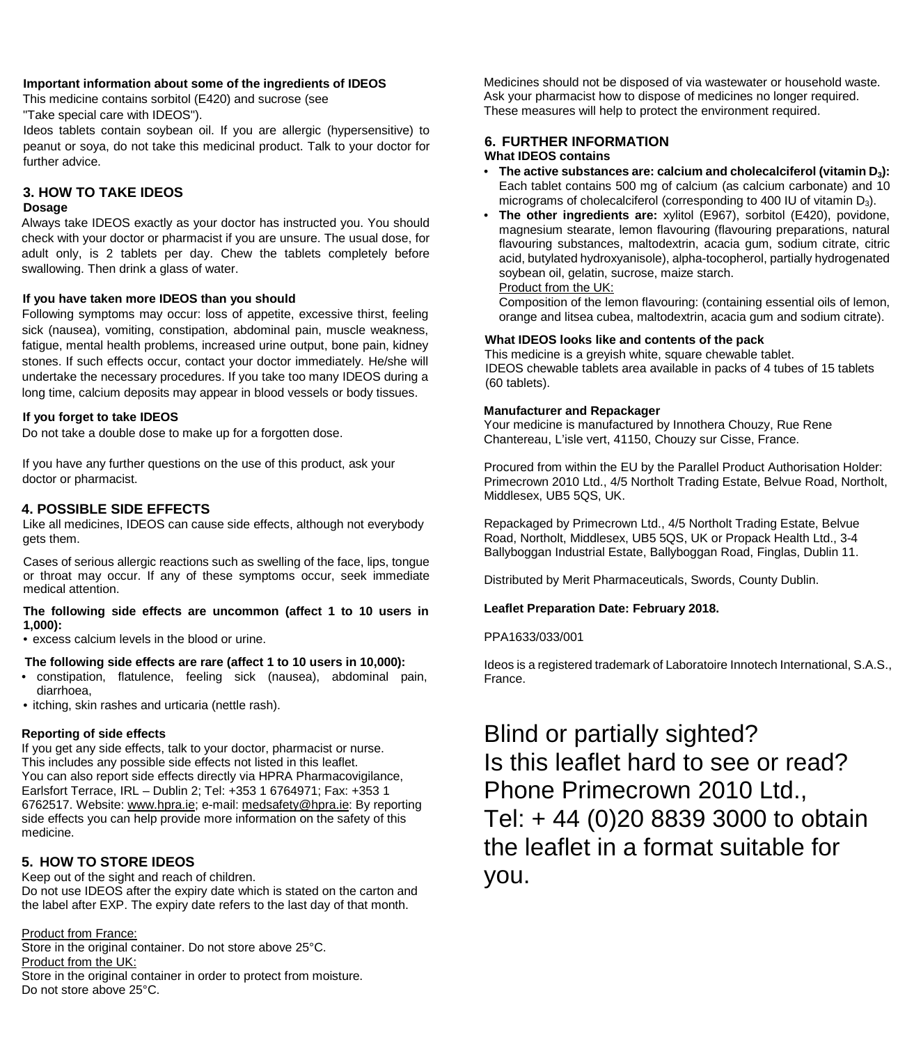**Important information about some of the ingredients of IDEOS**

This medicine contains sorbitol (E420) and sucrose (see "Take special care with IDEOS").

Ideos tablets contain soybean oil. If you are allergic (hypersensitive) to peanut or soya, do not take this medicinal product. Talk to your doctor for further advice.

## 3. HOW TO TAKE IDEOS

**Dosage**

Always take IDEOS exactly as your doctor has instructed you. You should check with your doctor or pharmacist if you are unsure. The usual dose, for adult only, is 2 tablets per day. Chew the tablets completely before swallowing. Then drink a glass of water.

**If you have taken more IDEOS than you should**

Following symptoms may occur: loss of appetite, excessive thirst, feeling sick (nausea), vomiting, constipation, abdominal pain, muscle weakness, fatigue, mental health problems, increased urine output, bone pain, kidney stones. If such effects occur, contact your doctor immediately. He/she will undertake the necessary procedures. If you take too many IDEOS during a long time, calcium deposits may appear in blood vessels or body tissues.

**If you forget to take IDEOS**

Do not take a double dose to make up for a forgotten dose.

If you have any further questions on the use of this product, ask your doctor or pharmacist.

## 4. POSSIBLE SIDE EFFECTS

Like all medicines, IDEOS can cause side effects, although not everybody gets them.

Cases of serious allergic reactions such as swelling of the face, lips, tongue or throat may occur. If any of these symptoms occur, seek immediate medical attention.

**The following side effects are uncommon (affect 1 to 10 users in 1,000):**

- excess calcium levels in the blood or urine.

**The following side effects are rare (affect 1 to 10 users in 10,000):**

- constipation, flatulence, feeling sick (nausea), abdominal pain, diarrhoea,
- itching, skin rashes and urticaria (nettle rash).

**Reporting of side effects**

If you get any side effects, talk to your doctor, pharmacist or nurse. This includes any possible side effects not listed in this leaflet. You can also report side effects directly via HPRA Pharmacovigilance, Earlsfort Terrace, IRL – Dublin 2; Tel: +353 1 6764971; Fax: +353 1 6762517. Website: www.hpra.ie; e-mail: medsafety@hpra.ie: By reporting side effects you can help provide more information on the safety of this medicine.

## 5. HOW TO STORE IDEOS

Keep out of the sight and reach of children.

Do not use IDEOS after the expiry date which is stated on the carton and the label after EXP. The expiry date refers to the last day of that month.

Product from France:
Store in the original container. Do not store above 25°C.
Product from the UK:
Store in the original container in order to protect from moisture.
Do not store above 25°C.

Medicines should not be disposed of via wastewater or household waste. Ask your pharmacist how to dispose of medicines no longer required. These measures will help to protect the environment required.

## 6. FURTHER INFORMATION

**What IDEOS contains**

- **The active substances are: calcium and cholecalciferol (vitamin $D_3$):** Each tablet contains 500 mg of calcium (as calcium carbonate) and 10 micrograms of cholecalciferol (corresponding to 400 IU of vitamin $D_3$).
- **The other ingredients are:** xylitol (E967), sorbitol (E420), povidone, magnesium stearate, lemon flavouring (flavouring preparations, natural flavouring substances, maltodextrin, acacia gum, sodium citrate, citric acid, butylated hydroxyanisole), alpha-tocopherol, partially hydrogenated soybean oil, gelatin, sucrose, maize starch.
  Product from the UK:
  Composition of the lemon flavouring: (containing essential oils of lemon, orange and litsea cubea, maltodextrin, acacia gum and sodium citrate).

**What IDEOS looks like and contents of the pack**

This medicine is a greyish white, square chewable tablet.
IDEOS chewable tablets area available in packs of 4 tubes of 15 tablets (60 tablets).

**Manufacturer and Repackager**

Your medicine is manufactured by Innothera Chouzy, Rue Rene Chantereau, L'isle vert, 41150, Chouzy sur Cisse, France.

Procured from within the EU by the Parallel Product Authorisation Holder: Primecrown 2010 Ltd., 4/5 Northolt Trading Estate, Belvue Road, Northolt, Middlesex, UB5 5QS, UK.

Repackaged by Primecrown Ltd., 4/5 Northolt Trading Estate, Belvue Road, Northolt, Middlesex, UB5 5QS, UK or Propack Health Ltd., 3-4 Ballyboggan Industrial Estate, Ballyboggan Road, Finglas, Dublin 11.

Distributed by Merit Pharmaceuticals, Swords, County Dublin.

**Leaflet Preparation Date: February 2018.**

PPA1633/033/001

Ideos is a registered trademark of Laboratoire Innotech International, S.A.S., France.

Blind or partially sighted?
Is this leaflet hard to see or read?
Phone Primecrown 2010 Ltd.,
Tel: + 44 (0)20 8839 3000 to obtain the leaflet in a format suitable for you.